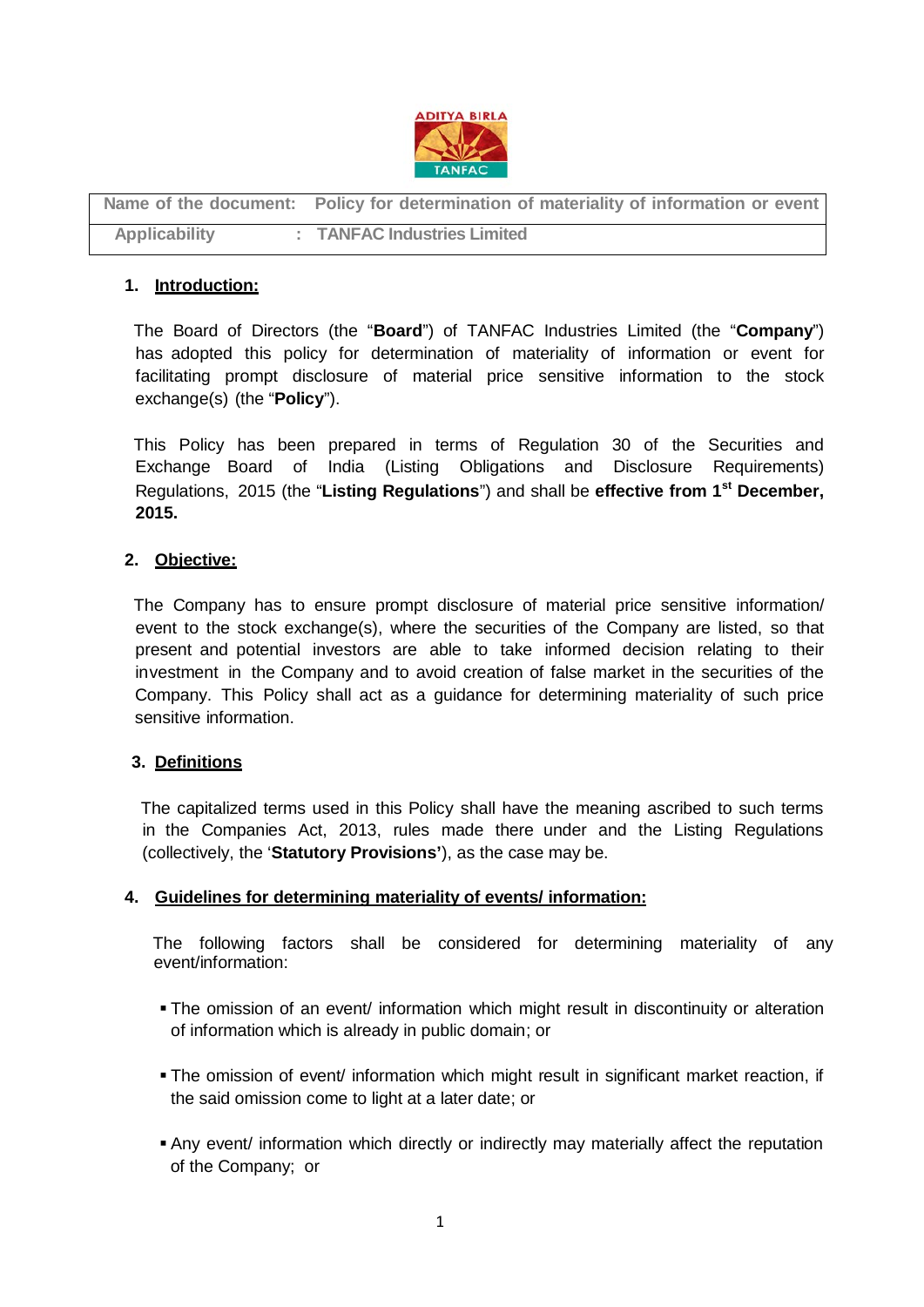| Name of the document: | Policy for determination of materiality of information or event |
|---|---|
| Applicability | : TANFAC Industries Limited |

## 1. Introduction:

The Board of Directors (the "**Board**") of TANFAC Industries Limited (the "**Company**") has adopted this policy for determination of materiality of information or event for facilitating prompt disclosure of material price sensitive information to the stock exchange(s) (the "**Policy**").

This Policy has been prepared in terms of Regulation 30 of the Securities and Exchange Board of India (Listing Obligations and Disclosure Requirements) Regulations, 2015 (the "**Listing Regulations**") and shall be **effective from 1st December, 2015.**

## 2. Objective:

The Company has to ensure prompt disclosure of material price sensitive information/ event to the stock exchange(s), where the securities of the Company are listed, so that present and potential investors are able to take informed decision relating to their investment in the Company and to avoid creation of false market in the securities of the Company. This Policy shall act as a guidance for determining materiality of such price sensitive information.

## 3. Definitions

The capitalized terms used in this Policy shall have the meaning ascribed to such terms in the Companies Act, 2013, rules made there under and the Listing Regulations (collectively, the '**Statutory Provisions'**), as the case may be.

## 4. Guidelines for determining materiality of events/ information:

The following factors shall be considered for determining materiality of any event/information:

- The omission of an event/ information which might result in discontinuity or alteration of information which is already in public domain; or
- The omission of event/ information which might result in significant market reaction, if the said omission come to light at a later date; or
- Any event/ information which directly or indirectly may materially affect the reputation of the Company; or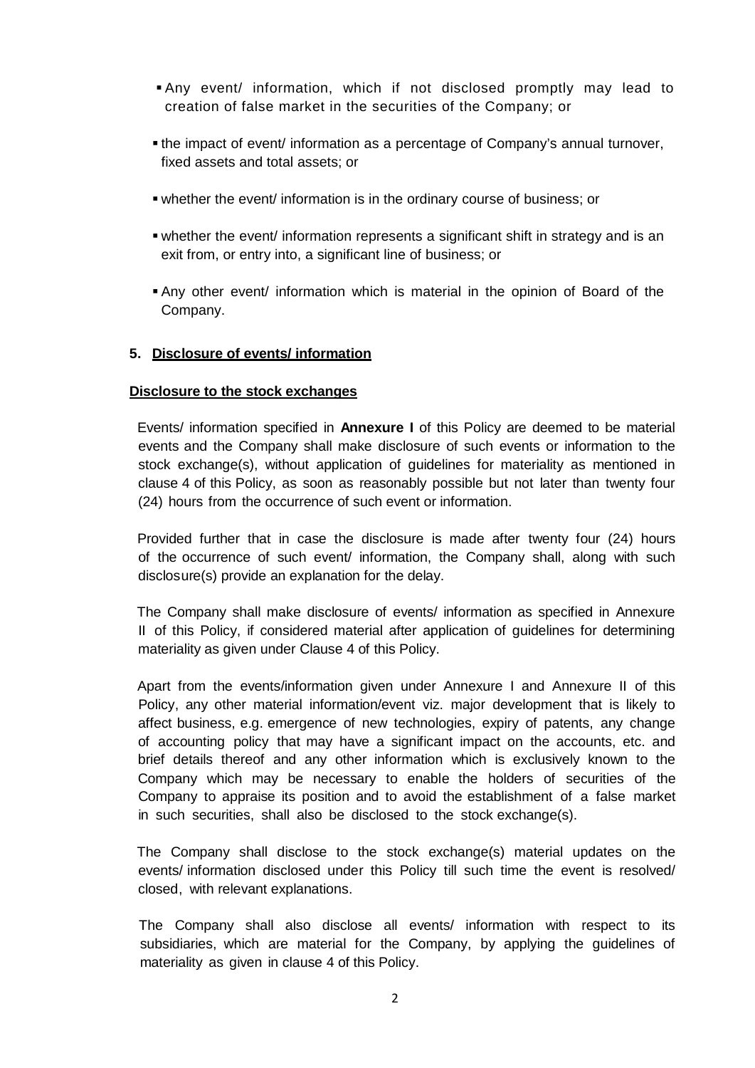- Any event/ information, which if not disclosed promptly may lead to creation of false market in the securities of the Company; or
- the impact of event/ information as a percentage of Company's annual turnover, fixed assets and total assets; or
- whether the event/ information is in the ordinary course of business; or
- whether the event/ information represents a significant shift in strategy and is an exit from, or entry into, a significant line of business; or
- Any other event/ information which is material in the opinion of Board of the Company.

## 5. Disclosure of events/ information

### Disclosure to the stock exchanges

Events/ information specified in **Annexure I** of this Policy are deemed to be material events and the Company shall make disclosure of such events or information to the stock exchange(s), without application of guidelines for materiality as mentioned in clause 4 of this Policy, as soon as reasonably possible but not later than twenty four (24) hours from the occurrence of such event or information.

Provided further that in case the disclosure is made after twenty four (24) hours of the occurrence of such event/ information, the Company shall, along with such disclosure(s) provide an explanation for the delay.

The Company shall make disclosure of events/ information as specified in Annexure II of this Policy, if considered material after application of guidelines for determining materiality as given under Clause 4 of this Policy.

Apart from the events/information given under Annexure I and Annexure II of this Policy, any other material information/event viz. major development that is likely to affect business, e.g. emergence of new technologies, expiry of patents, any change of accounting policy that may have a significant impact on the accounts, etc. and brief details thereof and any other information which is exclusively known to the Company which may be necessary to enable the holders of securities of the Company to appraise its position and to avoid the establishment of a false market in such securities, shall also be disclosed to the stock exchange(s).

The Company shall disclose to the stock exchange(s) material updates on the events/ information disclosed under this Policy till such time the event is resolved/ closed, with relevant explanations.

The Company shall also disclose all events/ information with respect to its subsidiaries, which are material for the Company, by applying the guidelines of materiality as given in clause 4 of this Policy.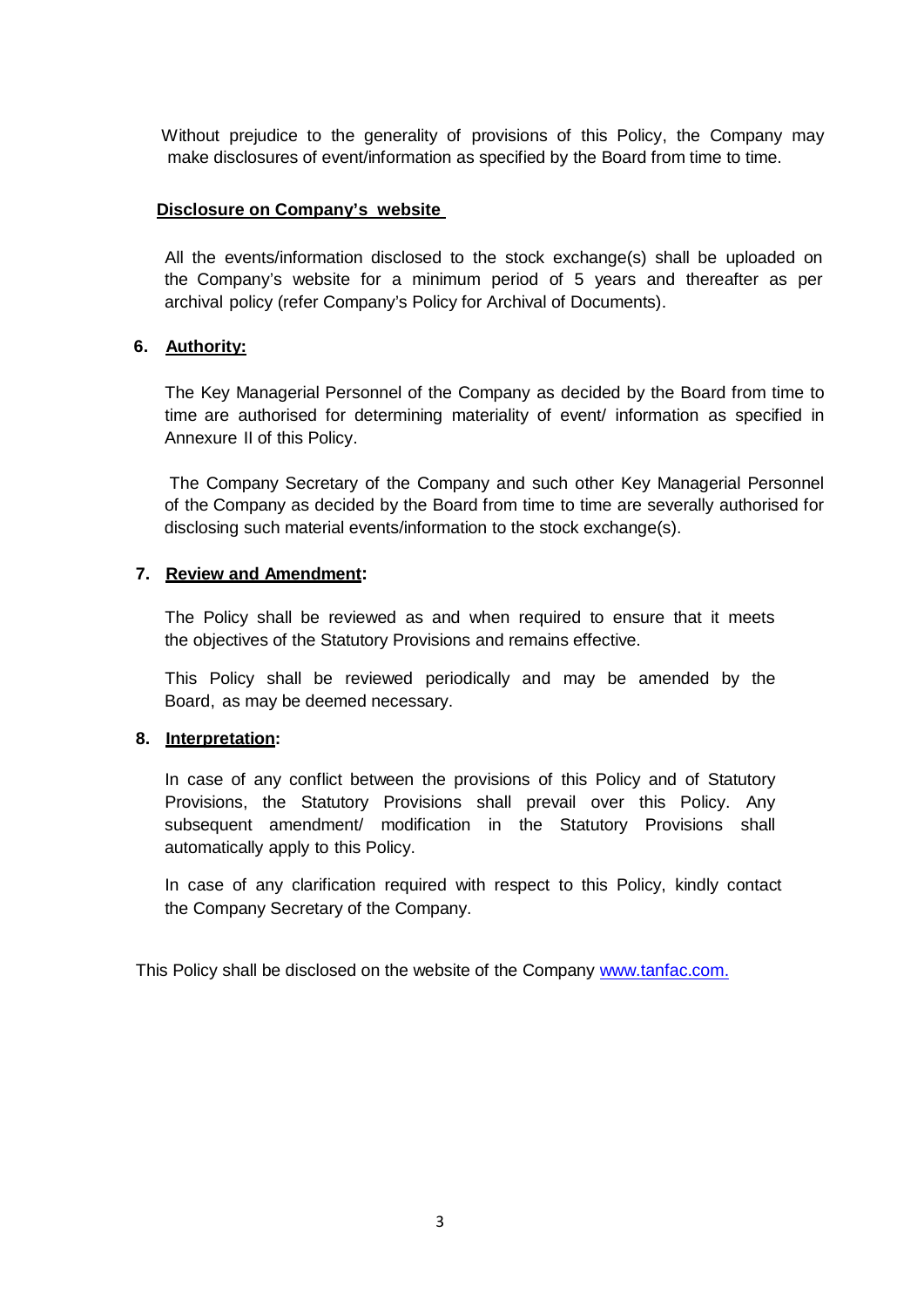Without prejudice to the generality of provisions of this Policy, the Company may make disclosures of event/information as specified by the Board from time to time.

**Disclosure on Company's website**

All the events/information disclosed to the stock exchange(s) shall be uploaded on the Company's website for a minimum period of 5 years and thereafter as per archival policy (refer Company's Policy for Archival of Documents).

## 6. Authority:

The Key Managerial Personnel of the Company as decided by the Board from time to time are authorised for determining materiality of event/ information as specified in Annexure II of this Policy.

The Company Secretary of the Company and such other Key Managerial Personnel of the Company as decided by the Board from time to time are severally authorised for disclosing such material events/information to the stock exchange(s).

## 7. Review and Amendment:

The Policy shall be reviewed as and when required to ensure that it meets the objectives of the Statutory Provisions and remains effective.

This Policy shall be reviewed periodically and may be amended by the Board, as may be deemed necessary.

## 8. Interpretation:

In case of any conflict between the provisions of this Policy and of Statutory Provisions, the Statutory Provisions shall prevail over this Policy. Any subsequent amendment/ modification in the Statutory Provisions shall automatically apply to this Policy.

In case of any clarification required with respect to this Policy, kindly contact the Company Secretary of the Company.

This Policy shall be disclosed on the website of the Company [www.tanfac.com.](http://www.tanfac.com)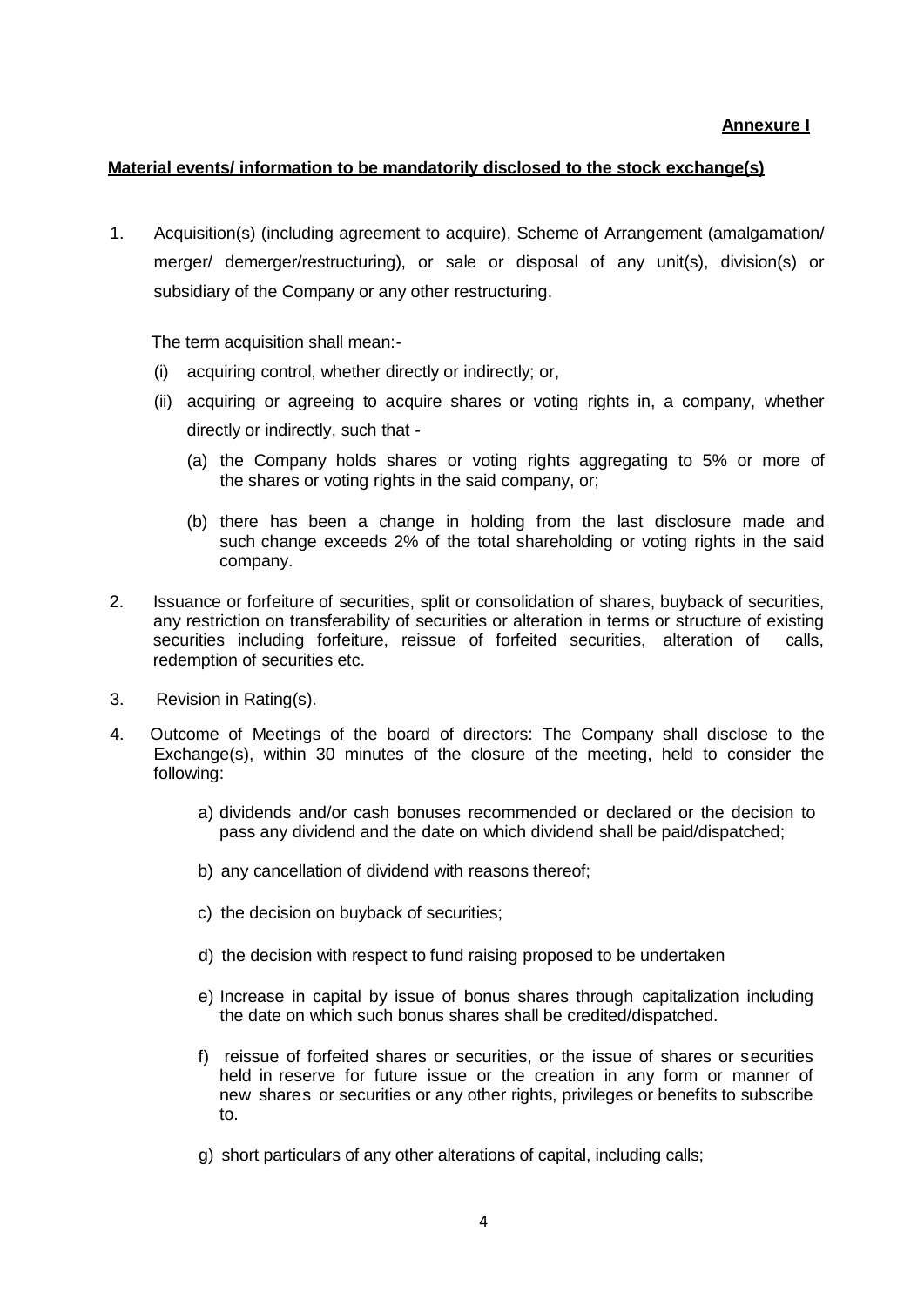**Annexure I**

**Material events/ information to be mandatorily disclosed to the stock exchange(s)**

1. Acquisition(s) (including agreement to acquire), Scheme of Arrangement (amalgamation/ merger/ demerger/restructuring), or sale or disposal of any unit(s), division(s) or subsidiary of the Company or any other restructuring.

   The term acquisition shall mean:-

   (i) acquiring control, whether directly or indirectly; or,

   (ii) acquiring or agreeing to acquire shares or voting rights in, a company, whether directly or indirectly, such that -

   (a) the Company holds shares or voting rights aggregating to 5% or more of the shares or voting rights in the said company, or;

   (b) there has been a change in holding from the last disclosure made and such change exceeds 2% of the total shareholding or voting rights in the said company.

2. Issuance or forfeiture of securities, split or consolidation of shares, buyback of securities, any restriction on transferability of securities or alteration in terms or structure of existing securities including forfeiture, reissue of forfeited securities, alteration of calls, redemption of securities etc.

3. Revision in Rating(s).

4. Outcome of Meetings of the board of directors: The Company shall disclose to the Exchange(s), within 30 minutes of the closure of the meeting, held to consider the following:

   a) dividends and/or cash bonuses recommended or declared or the decision to pass any dividend and the date on which dividend shall be paid/dispatched;

   b) any cancellation of dividend with reasons thereof;

   c) the decision on buyback of securities;

   d) the decision with respect to fund raising proposed to be undertaken

   e) Increase in capital by issue of bonus shares through capitalization including the date on which such bonus shares shall be credited/dispatched.

   f) reissue of forfeited shares or securities, or the issue of shares or securities held in reserve for future issue or the creation in any form or manner of new shares or securities or any other rights, privileges or benefits to subscribe to.

   g) short particulars of any other alterations of capital, including calls;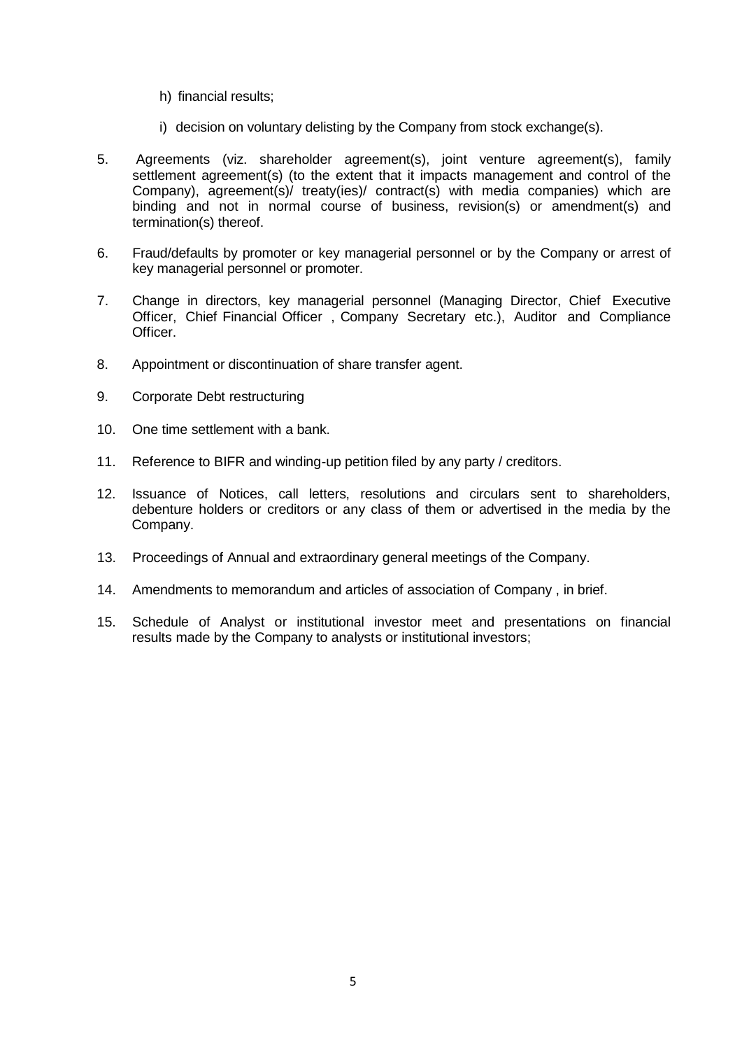h) financial results;

   i) decision on voluntary delisting by the Company from stock exchange(s).

5. Agreements (viz. shareholder agreement(s), joint venture agreement(s), family settlement agreement(s) (to the extent that it impacts management and control of the Company), agreement(s)/ treaty(ies)/ contract(s) with media companies) which are binding and not in normal course of business, revision(s) or amendment(s) and termination(s) thereof.

6. Fraud/defaults by promoter or key managerial personnel or by the Company or arrest of key managerial personnel or promoter.

7. Change in directors, key managerial personnel (Managing Director, Chief Executive Officer, Chief Financial Officer , Company Secretary etc.), Auditor and Compliance Officer.

8. Appointment or discontinuation of share transfer agent.

9. Corporate Debt restructuring

10. One time settlement with a bank.

11. Reference to BIFR and winding-up petition filed by any party / creditors.

12. Issuance of Notices, call letters, resolutions and circulars sent to shareholders, debenture holders or creditors or any class of them or advertised in the media by the Company.

13. Proceedings of Annual and extraordinary general meetings of the Company.

14. Amendments to memorandum and articles of association of Company , in brief.

15. Schedule of Analyst or institutional investor meet and presentations on financial results made by the Company to analysts or institutional investors;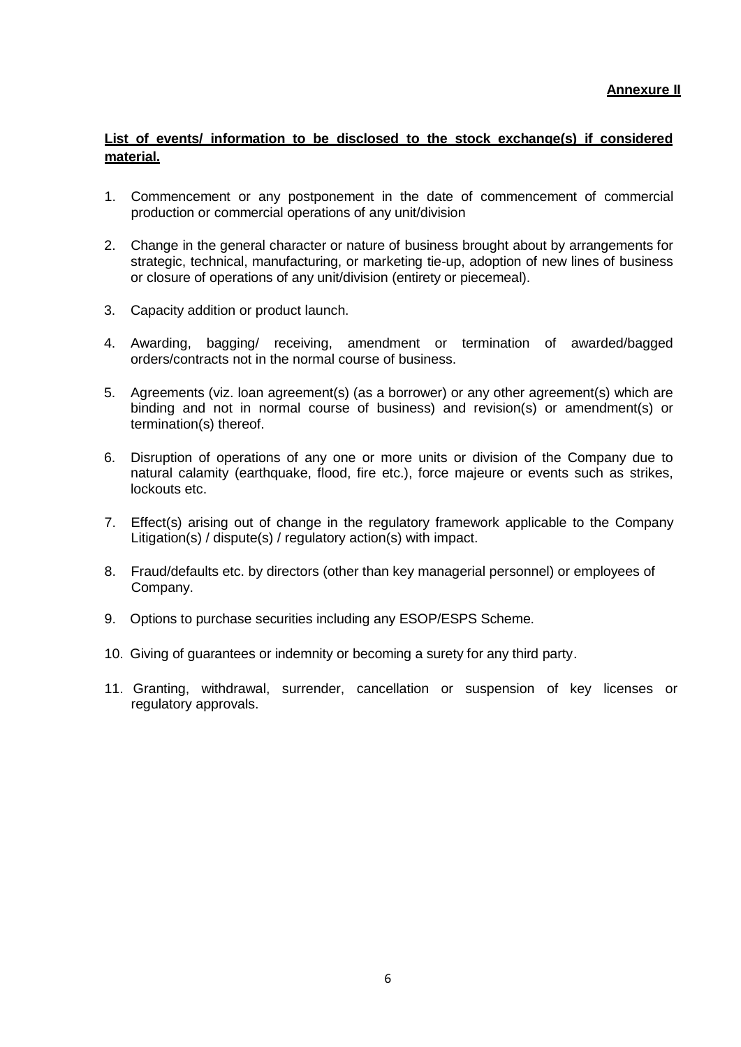**Annexure II**

**List of events/ information to be disclosed to the stock exchange(s) if considered material.**

1. Commencement or any postponement in the date of commencement of commercial production or commercial operations of any unit/division

2. Change in the general character or nature of business brought about by arrangements for strategic, technical, manufacturing, or marketing tie-up, adoption of new lines of business or closure of operations of any unit/division (entirety or piecemeal).

3. Capacity addition or product launch.

4. Awarding, bagging/ receiving, amendment or termination of awarded/bagged orders/contracts not in the normal course of business.

5. Agreements (viz. loan agreement(s) (as a borrower) or any other agreement(s) which are binding and not in normal course of business) and revision(s) or amendment(s) or termination(s) thereof.

6. Disruption of operations of any one or more units or division of the Company due to natural calamity (earthquake, flood, fire etc.), force majeure or events such as strikes, lockouts etc.

7. Effect(s) arising out of change in the regulatory framework applicable to the Company Litigation(s) / dispute(s) / regulatory action(s) with impact.

8. Fraud/defaults etc. by directors (other than key managerial personnel) or employees of Company.

9. Options to purchase securities including any ESOP/ESPS Scheme.

10. Giving of guarantees or indemnity or becoming a surety for any third party.

11. Granting, withdrawal, surrender, cancellation or suspension of key licenses or regulatory approvals.